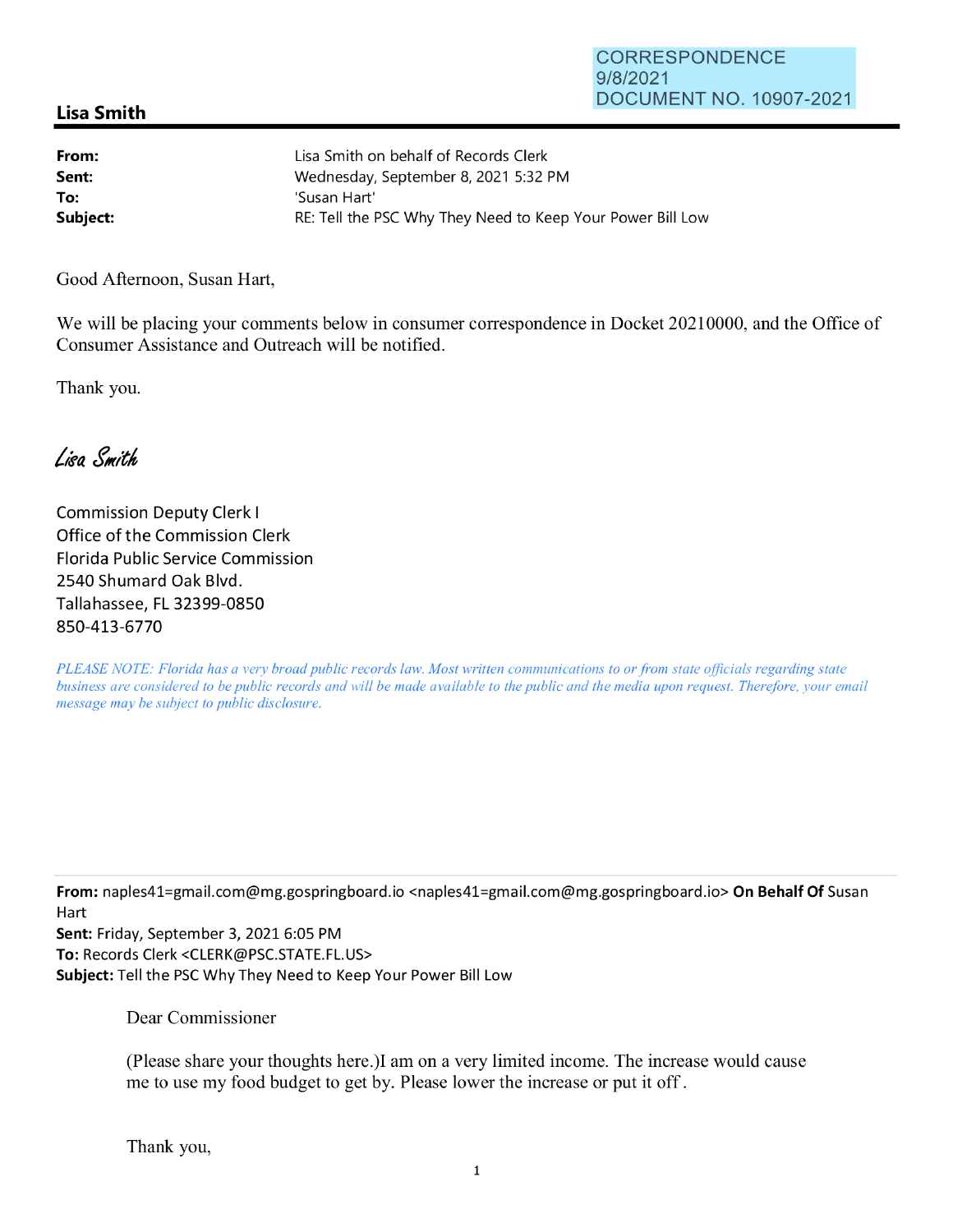CORRESPONDENCE
9/8/2021
DOCUMENT NO. 10907-2021

## Lisa Smith

| | |
|---|---|
| **From:** | Lisa Smith on behalf of Records Clerk |
| **Sent:** | Wednesday, September 8, 2021 5:32 PM |
| **To:** | 'Susan Hart' |
| **Subject:** | RE: Tell the PSC Why They Need to Keep Your Power Bill Low |

Good Afternoon, Susan Hart,

We will be placing your comments below in consumer correspondence in Docket 20210000, and the Office of Consumer Assistance and Outreach will be notified.

Thank you.

*Lisa Smith*

Commission Deputy Clerk I
Office of the Commission Clerk
Florida Public Service Commission
2540 Shumard Oak Blvd.
Tallahassee, FL 32399-0850
850-413-6770

*PLEASE NOTE: Florida has a very broad public records law. Most written communications to or from state officials regarding state business are considered to be public records and will be made available to the public and the media upon request. Therefore, your email message may be subject to public disclosure.*

---

**From:** naples41=gmail.com@mg.gospringboard.io <naples41=gmail.com@mg.gospringboard.io> **On Behalf Of** Susan Hart
**Sent:** Friday, September 3, 2021 6:05 PM
**To:** Records Clerk <CLERK@PSC.STATE.FL.US>
**Subject:** Tell the PSC Why They Need to Keep Your Power Bill Low

Dear Commissioner

(Please share your thoughts here.)I am on a very limited income. The increase would cause me to use my food budget to get by. Please lower the increase or put it off .

Thank you,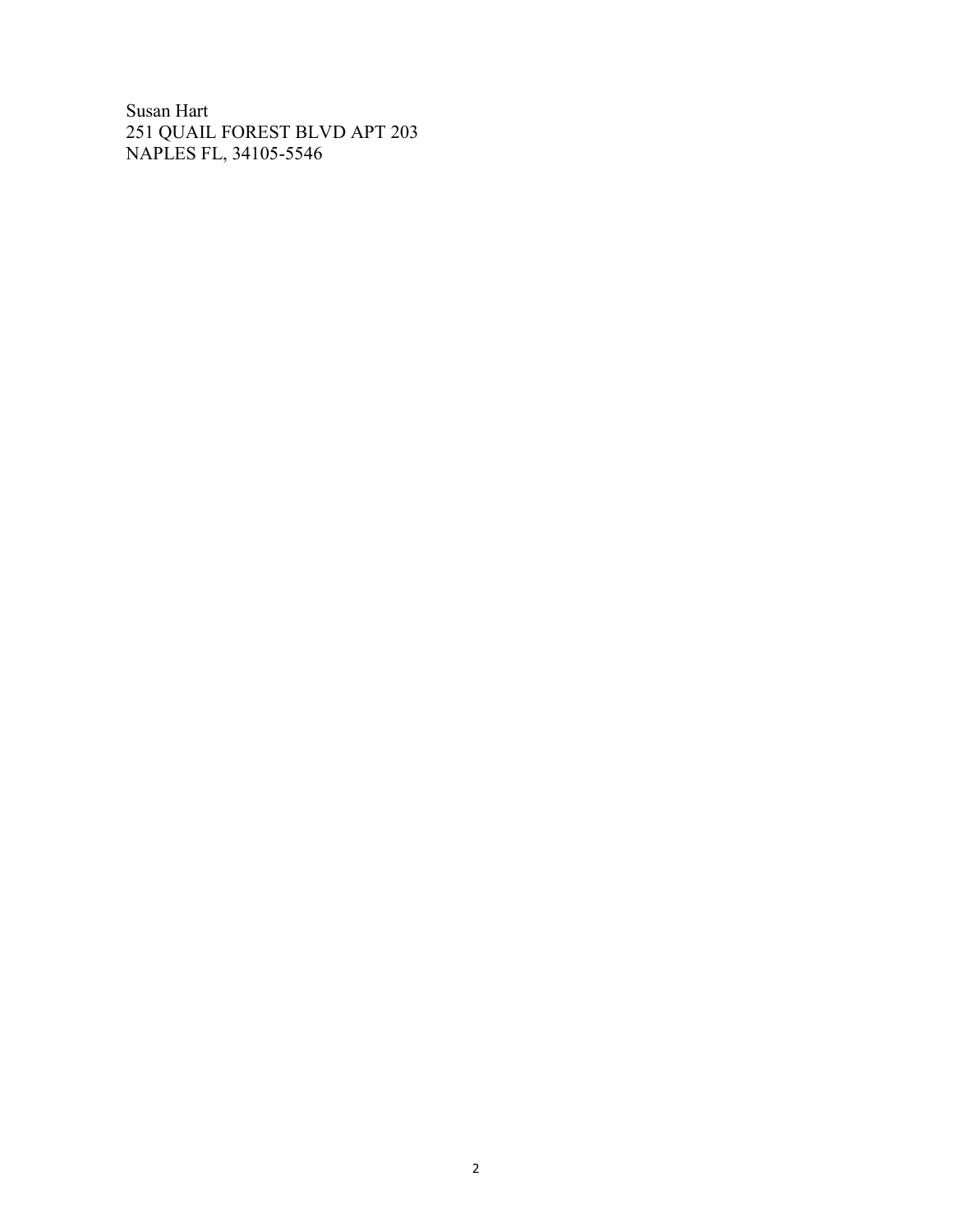Susan Hart
251 QUAIL FOREST BLVD APT 203
NAPLES FL, 34105-5546